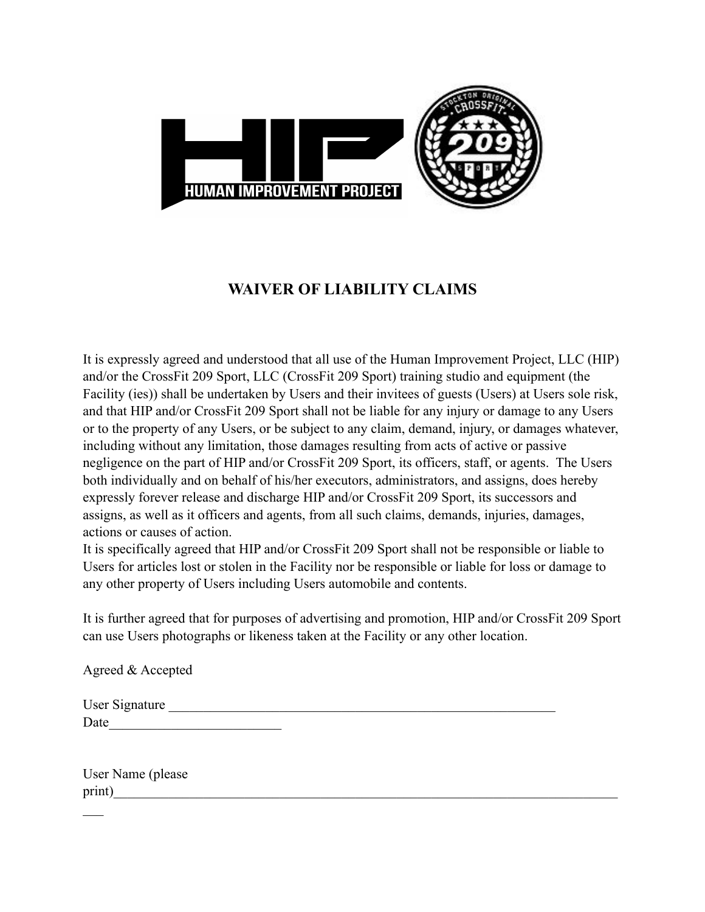# WAIVER OF LIABILITY CLAIMS

It is expressly agreed and understood that all use of the Human Improvement Project, LLC (HIP) and/or the CrossFit 209 Sport, LLC (CrossFit 209 Sport) training studio and equipment (the Facility (ies)) shall be undertaken by Users and their invitees of guests (Users) at Users sole risk, and that HIP and/or CrossFit 209 Sport shall not be liable for any injury or damage to any Users or to the property of any Users, or be subject to any claim, demand, injury, or damages whatever, including without any limitation, those damages resulting from acts of active or passive negligence on the part of HIP and/or CrossFit 209 Sport, its officers, staff, or agents. The Users both individually and on behalf of his/her executors, administrators, and assigns, does hereby expressly forever release and discharge HIP and/or CrossFit 209 Sport, its successors and assigns, as well as it officers and agents, from all such claims, demands, injuries, damages, actions or causes of action.

It is specifically agreed that HIP and/or CrossFit 209 Sport shall not be responsible or liable to Users for articles lost or stolen in the Facility nor be responsible or liable for loss or damage to any other property of Users including Users automobile and contents.

It is further agreed that for purposes of advertising and promotion, HIP and/or CrossFit 209 Sport can use Users photographs or likeness taken at the Facility or any other location.

Agreed & Accepted

User Signature ____________________________________________________________

Date_________________________

User Name (please print)_____________________________________________________________________________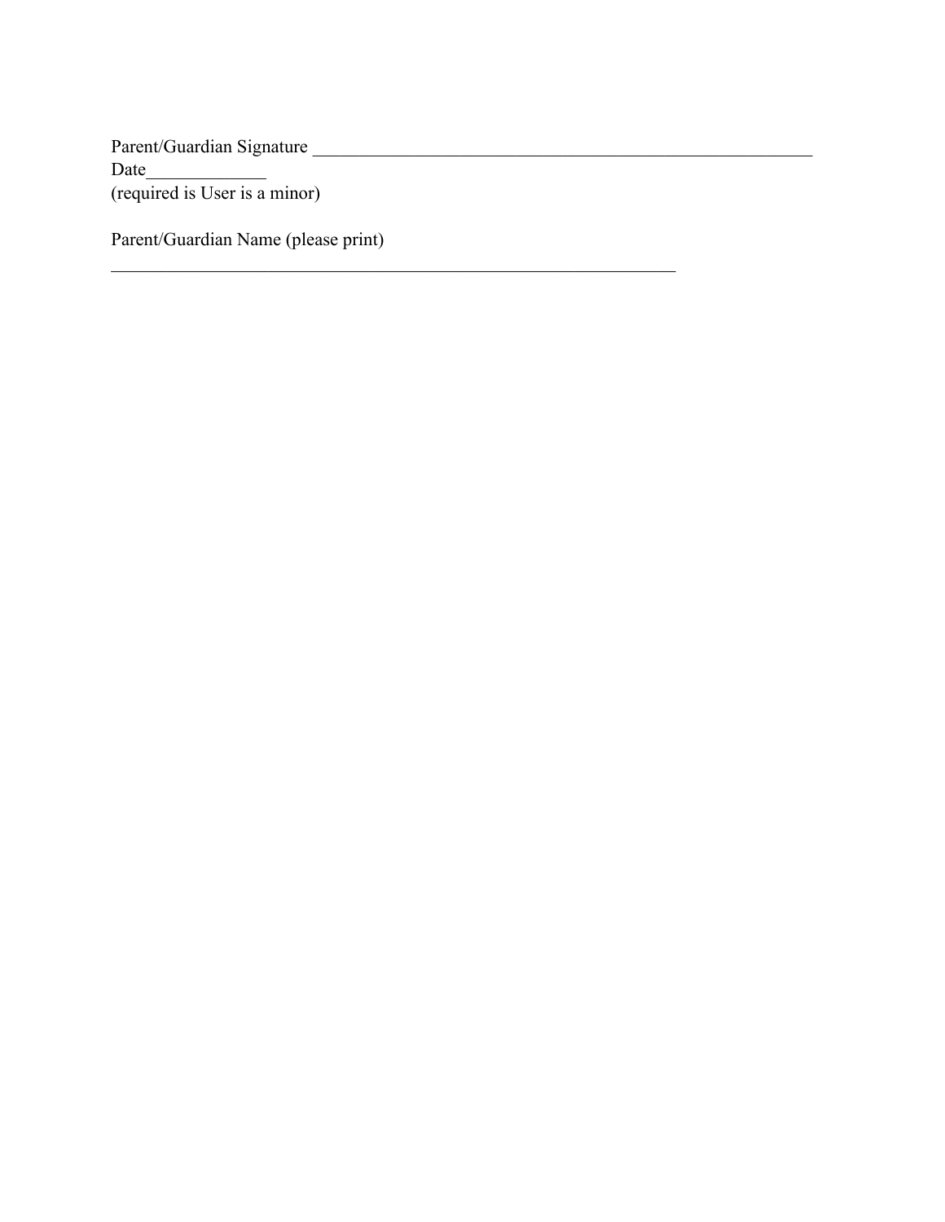Parent/Guardian Signature ___________________________________________________________
Date_____________
(required is User is a minor)

Parent/Guardian Name (please print)
____________________________________________________________________